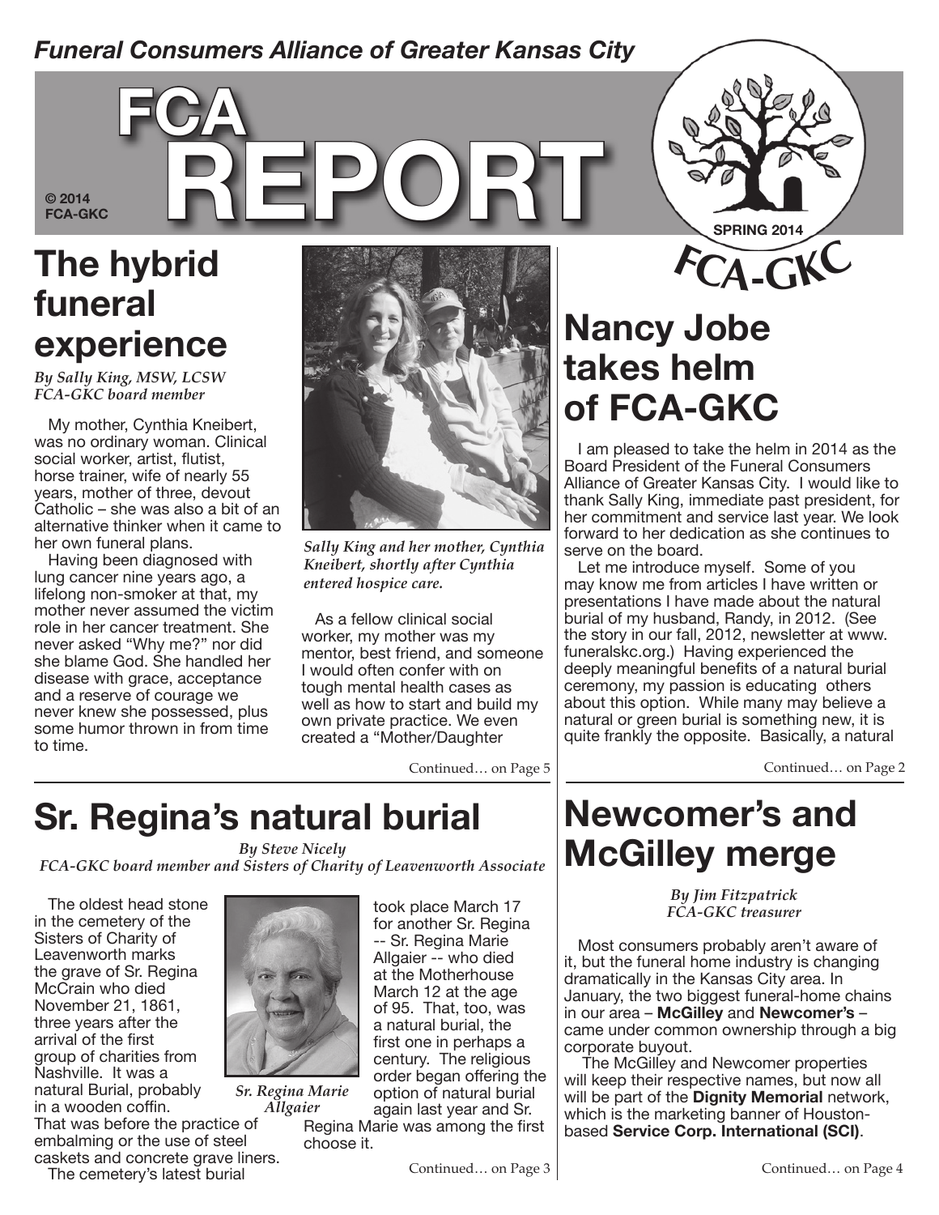*Funeral Consumers Alliance of Greater Kansas City*

# FCA REPORT

© 2014 FCA-GKC

SPRING 2014

FCA-GKC

## The hybrid funeral experience

*By Sally King, MSW, LCSW*
*FCA-GKC board member*

My mother, Cynthia Kneibert, was no ordinary woman. Clinical social worker, artist, flutist, horse trainer, wife of nearly 55 years, mother of three, devout Catholic – she was also a bit of an alternative thinker when it came to her own funeral plans.

Having been diagnosed with lung cancer nine years ago, a lifelong non-smoker at that, my mother never assumed the victim role in her cancer treatment. She never asked "Why me?" nor did she blame God. She handled her disease with grace, acceptance and a reserve of courage we never knew she possessed, plus some humor thrown in from time to time.

*Sally King and her mother, Cynthia Kneibert, shortly after Cynthia entered hospice care.*

As a fellow clinical social worker, my mother was my mentor, best friend, and someone I would often confer with on tough mental health cases as well as how to start and build my own private practice. We even created a "Mother/Daughter

Continued… on Page 5

## Nancy Jobe takes helm of FCA-GKC

I am pleased to take the helm in 2014 as the Board President of the Funeral Consumers Alliance of Greater Kansas City. I would like to thank Sally King, immediate past president, for her commitment and service last year. We look forward to her dedication as she continues to serve on the board.

Let me introduce myself. Some of you may know me from articles I have written or presentations I have made about the natural burial of my husband, Randy, in 2012. (See the story in our fall, 2012, newsletter at www.funeralskc.org.) Having experienced the deeply meaningful benefits of a natural burial ceremony, my passion is educating others about this option. While many may believe a natural or green burial is something new, it is quite frankly the opposite. Basically, a natural

Continued… on Page 2

## Sr. Regina's natural burial

*By Steve Nicely*
*FCA-GKC board member and Sisters of Charity of Leavenworth Associate*

The oldest head stone in the cemetery of the Sisters of Charity of Leavenworth marks the grave of Sr. Regina McCrain who died November 21, 1861, three years after the arrival of the first group of charities from Nashville. It was a natural Burial, probably in a wooden coffin. That was before the practice of embalming or the use of steel caskets and concrete grave liners.

*Sr. Regina Marie Allgaier*

The cemetery's latest burial took place March 17 for another Sr. Regina -- Sr. Regina Marie Allgaier -- who died at the Motherhouse March 12 at the age of 95. That, too, was a natural burial, the first one in perhaps a century. The religious order began offering the option of natural burial again last year and Sr. Regina Marie was among the first choose it.

Continued… on Page 3

## Newcomer's and McGilley merge

*By Jim Fitzpatrick*
*FCA-GKC treasurer*

Most consumers probably aren't aware of it, but the funeral home industry is changing dramatically in the Kansas City area. In January, the two biggest funeral-home chains in our area – **McGilley** and **Newcomer's** – came under common ownership through a big corporate buyout.

The McGilley and Newcomer properties will keep their respective names, but now all will be part of the **Dignity Memorial** network, which is the marketing banner of Houston-based **Service Corp. International (SCI)**.

Continued… on Page 4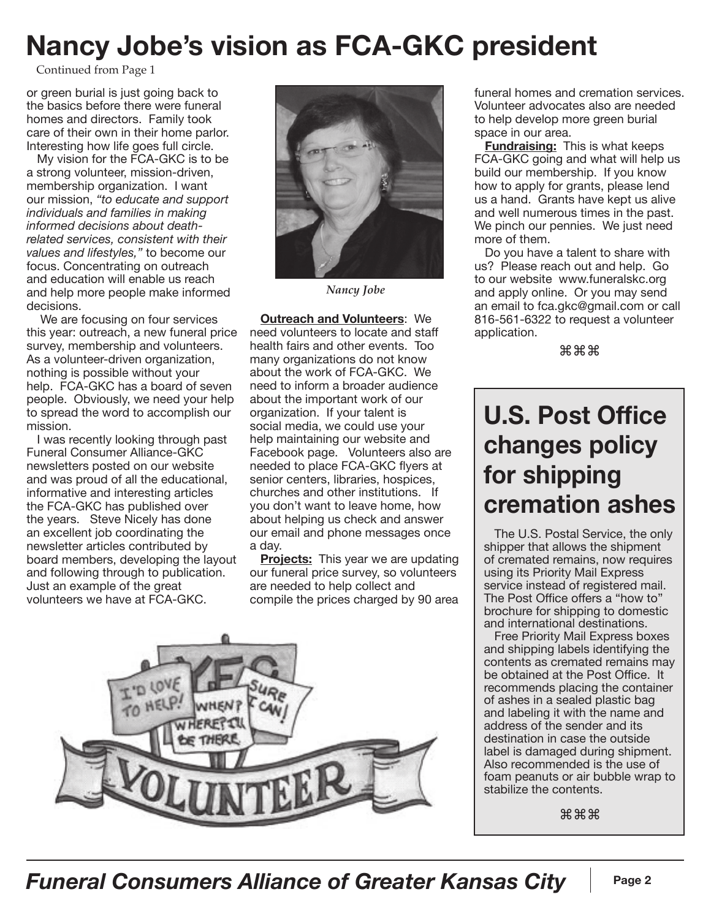# Nancy Jobe's vision as FCA-GKC president

Continued from Page 1

or green burial is just going back to the basics before there were funeral homes and directors. Family took care of their own in their home parlor. Interesting how life goes full circle.

My vision for the FCA-GKC is to be a strong volunteer, mission-driven, membership organization. I want our mission, *"to educate and support individuals and families in making informed decisions about death-related services, consistent with their values and lifestyles,"* to become our focus. Concentrating on outreach and education will enable us reach and help more people make informed decisions.

We are focusing on four services this year: outreach, a new funeral price survey, membership and volunteers. As a volunteer-driven organization, nothing is possible without your help. FCA-GKC has a board of seven people. Obviously, we need your help to spread the word to accomplish our mission.

I was recently looking through past Funeral Consumer Alliance-GKC newsletters posted on our website and was proud of all the educational, informative and interesting articles the FCA-GKC has published over the years. Steve Nicely has done an excellent job coordinating the newsletter articles contributed by board members, developing the layout and following through to publication. Just an example of the great volunteers we have at FCA-GKC.

*Nancy Jobe*

**Outreach and Volunteers**: We need volunteers to locate and staff health fairs and other events. Too many organizations do not know about the work of FCA-GKC. We need to inform a broader audience about the important work of our organization. If your talent is social media, we could use your help maintaining our website and Facebook page. Volunteers also are needed to place FCA-GKC flyers at senior centers, libraries, hospices, churches and other institutions. If you don't want to leave home, how about helping us check and answer our email and phone messages once a day.

**Projects:** This year we are updating our funeral price survey, so volunteers are needed to help collect and compile the prices charged by 90 area funeral homes and cremation services. Volunteer advocates also are needed to help develop more green burial space in our area.

**Fundraising:** This is what keeps FCA-GKC going and what will help us build our membership. If you know how to apply for grants, please lend us a hand. Grants have kept us alive and well numerous times in the past. We pinch our pennies. We just need more of them.

Do you have a talent to share with us? Please reach out and help. Go to our website www.funeralskc.org and apply online. Or you may send an email to fca.gkc@gmail.com or call 816-561-6322 to request a volunteer application.

⌘⌘⌘

## U.S. Post Office changes policy for shipping cremation ashes

The U.S. Postal Service, the only shipper that allows the shipment of cremated remains, now requires using its Priority Mail Express service instead of registered mail. The Post Office offers a "how to" brochure for shipping to domestic and international destinations.

Free Priority Mail Express boxes and shipping labels identifying the contents as cremated remains may be obtained at the Post Office. It recommends placing the container of ashes in a sealed plastic bag and labeling it with the name and address of the sender and its destination in case the outside label is damaged during shipment. Also recommended is the use of foam peanuts or air bubble wrap to stabilize the contents.

⌘⌘⌘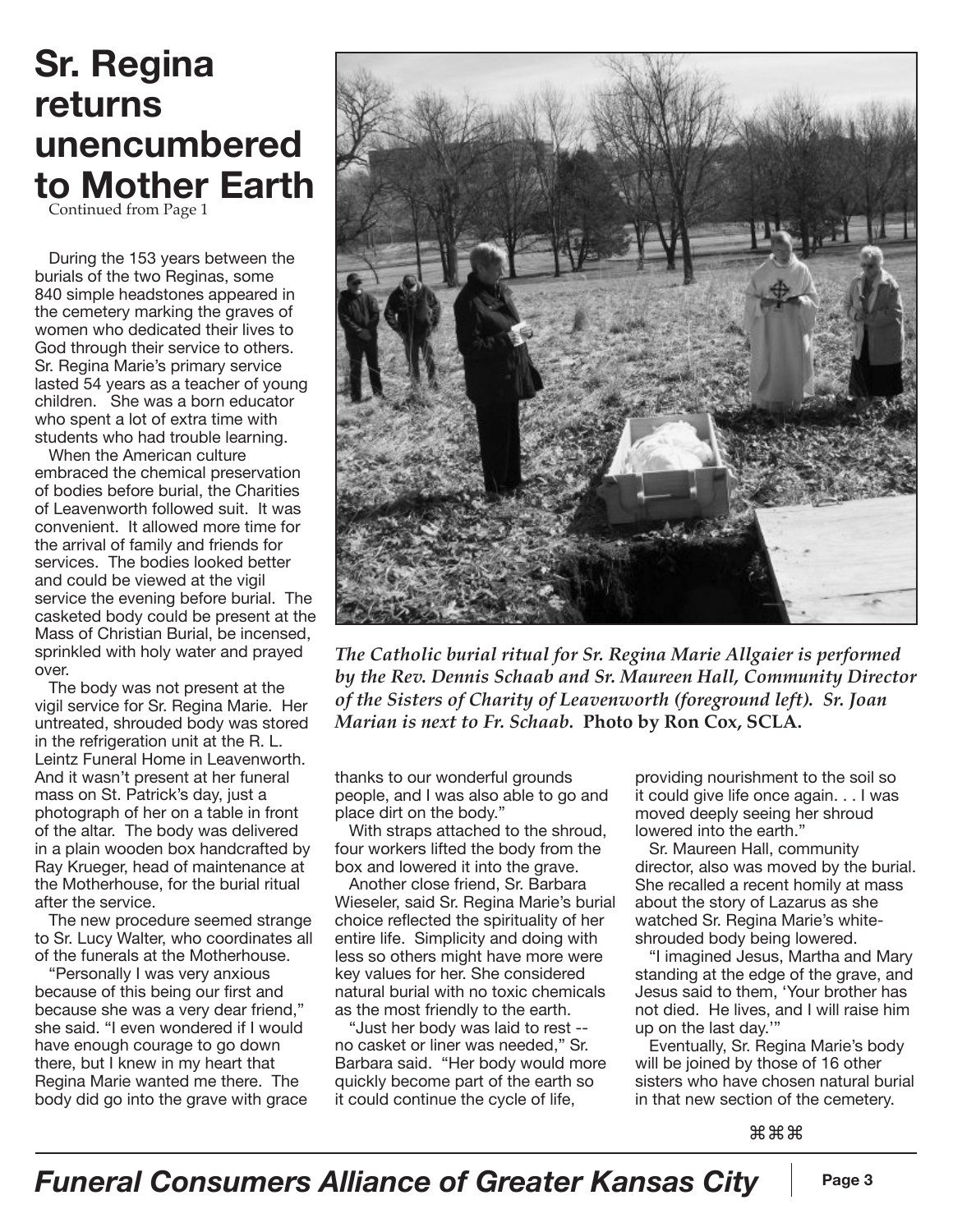# Sr. Regina returns unencumbered to Mother Earth

Continued from Page 1

During the 153 years between the burials of the two Reginas, some 840 simple headstones appeared in the cemetery marking the graves of women who dedicated their lives to God through their service to others. Sr. Regina Marie's primary service lasted 54 years as a teacher of young children. She was a born educator who spent a lot of extra time with students who had trouble learning.

When the American culture embraced the chemical preservation of bodies before burial, the Charities of Leavenworth followed suit. It was convenient. It allowed more time for the arrival of family and friends for services. The bodies looked better and could be viewed at the vigil service the evening before burial. The casketed body could be present at the Mass of Christian Burial, be incensed, sprinkled with holy water and prayed over.

The body was not present at the vigil service for Sr. Regina Marie. Her untreated, shrouded body was stored in the refrigeration unit at the R. L. Leintz Funeral Home in Leavenworth. And it wasn't present at her funeral mass on St. Patrick's day, just a photograph of her on a table in front of the altar. The body was delivered in a plain wooden box handcrafted by Ray Krueger, head of maintenance at the Motherhouse, for the burial ritual after the service.

The new procedure seemed strange to Sr. Lucy Walter, who coordinates all of the funerals at the Motherhouse.

"Personally I was very anxious because of this being our first and because she was a very dear friend," she said. "I even wondered if I would have enough courage to go down there, but I knew in my heart that Regina Marie wanted me there. The body did go into the grave with grace thanks to our wonderful grounds people, and I was also able to go and place dirt on the body."

*The Catholic burial ritual for Sr. Regina Marie Allgaier is performed by the Rev. Dennis Schaab and Sr. Maureen Hall, Community Director of the Sisters of Charity of Leavenworth (foreground left). Sr. Joan Marian is next to Fr. Schaab.* **Photo by Ron Cox, SCLA.**

With straps attached to the shroud, four workers lifted the body from the box and lowered it into the grave.

Another close friend, Sr. Barbara Wieseler, said Sr. Regina Marie's burial choice reflected the spirituality of her entire life. Simplicity and doing with less so others might have more were key values for her. She considered natural burial with no toxic chemicals as the most friendly to the earth.

"Just her body was laid to rest -- no casket or liner was needed," Sr. Barbara said. "Her body would more quickly become part of the earth so it could continue the cycle of life, providing nourishment to the soil so it could give life once again. . . I was moved deeply seeing her shroud lowered into the earth."

Sr. Maureen Hall, community director, also was moved by the burial. She recalled a recent homily at mass about the story of Lazarus as she watched Sr. Regina Marie's white-shrouded body being lowered.

"I imagined Jesus, Martha and Mary standing at the edge of the grave, and Jesus said to them, 'Your brother has not died. He lives, and I will raise him up on the last day.'"

Eventually, Sr. Regina Marie's body will be joined by those of 16 other sisters who have chosen natural burial in that new section of the cemetery.

⌘⌘⌘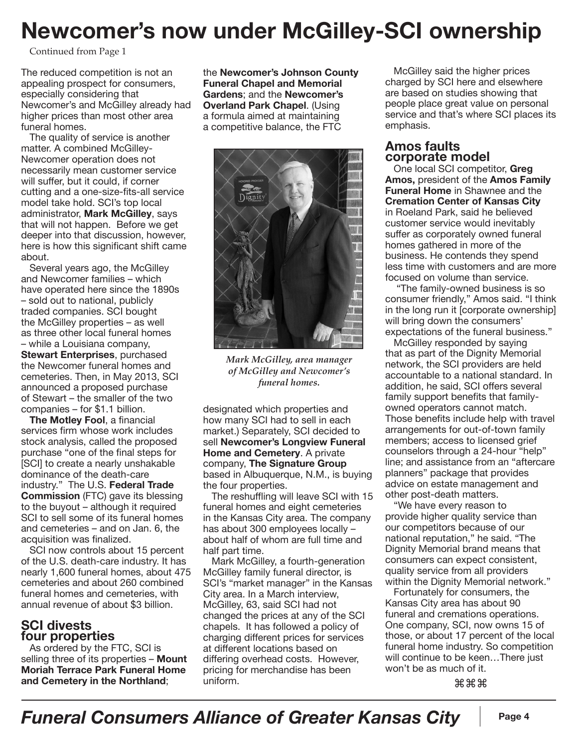# Newcomer's now under McGilley-SCI ownership

Continued from Page 1

The reduced competition is not an appealing prospect for consumers, especially considering that Newcomer's and McGilley already had higher prices than most other area funeral homes.

The quality of service is another matter. A combined McGilley-Newcomer operation does not necessarily mean customer service will suffer, but it could, if corner cutting and a one-size-fits-all service model take hold. SCI's top local administrator, **Mark McGilley**, says that will not happen. Before we get deeper into that discussion, however, here is how this significant shift came about.

Several years ago, the McGilley and Newcomer families – which have operated here since the 1890s – sold out to national, publicly traded companies. SCI bought the McGilley properties – as well as three other local funeral homes – while a Louisiana company, **Stewart Enterprises**, purchased the Newcomer funeral homes and cemeteries. Then, in May 2013, SCI announced a proposed purchase of Stewart – the smaller of the two companies – for $1.1 billion.

**The Motley Fool**, a financial services firm whose work includes stock analysis, called the proposed purchase "one of the final steps for [SCI] to create a nearly unshakable dominance of the death-care industry." The U.S. **Federal Trade Commission** (FTC) gave its blessing to the buyout – although it required SCI to sell some of its funeral homes and cemeteries – and on Jan. 6, the acquisition was finalized.

SCI now controls about 15 percent of the U.S. death-care industry. It has nearly 1,600 funeral homes, about 475 cemeteries and about 260 combined funeral homes and cemeteries, with annual revenue of about $3 billion.

## SCI divests four properties

As ordered by the FTC, SCI is selling three of its properties – **Mount Moriah Terrace Park Funeral Home and Cemetery in the Northland**; the **Newcomer's Johnson County Funeral Chapel and Memorial Gardens**; and the **Newcomer's Overland Park Chapel**. (Using a formula aimed at maintaining a competitive balance, the FTC designated which properties and how many SCI had to sell in each market.) Separately, SCI decided to sell **Newcomer's Longview Funeral Home and Cemetery**. A private company, **The Signature Group** based in Albuquerque, N.M., is buying the four properties.

*Mark McGilley, area manager of McGilley and Newcomer's funeral homes.*

The reshuffling will leave SCI with 15 funeral homes and eight cemeteries in the Kansas City area. The company has about 300 employees locally – about half of whom are full time and half part time.

Mark McGilley, a fourth-generation McGilley family funeral director, is SCI's "market manager" in the Kansas City area. In a March interview, McGilley, 63, said SCI had not changed the prices at any of the SCI chapels. It has followed a policy of charging different prices for services at different locations based on differing overhead costs. However, pricing for merchandise has been uniform.

McGilley said the higher prices charged by SCI here and elsewhere are based on studies showing that people place great value on personal service and that's where SCI places its emphasis.

## Amos faults corporate model

One local SCI competitor, **Greg Amos,** president of the **Amos Family Funeral Home** in Shawnee and the **Cremation Center of Kansas City** in Roeland Park, said he believed customer service would inevitably suffer as corporately owned funeral homes gathered in more of the business. He contends they spend less time with customers and are more focused on volume than service.

"The family-owned business is so consumer friendly," Amos said. "I think in the long run it [corporate ownership] will bring down the consumers' expectations of the funeral business."

McGilley responded by saying that as part of the Dignity Memorial network, the SCI providers are held accountable to a national standard. In addition, he said, SCI offers several family support benefits that family-owned operators cannot match. Those benefits include help with travel arrangements for out-of-town family members; access to licensed grief counselors through a 24-hour "help" line; and assistance from an "aftercare planners" package that provides advice on estate management and other post-death matters.

"We have every reason to provide higher quality service than our competitors because of our national reputation," he said. "The Dignity Memorial brand means that consumers can expect consistent, quality service from all providers within the Dignity Memorial network."

Fortunately for consumers, the Kansas City area has about 90 funeral and cremations operations. One company, SCI, now owns 15 of those, or about 17 percent of the local funeral home industry. So competition will continue to be keen…There just won't be as much of it.

⌘⌘⌘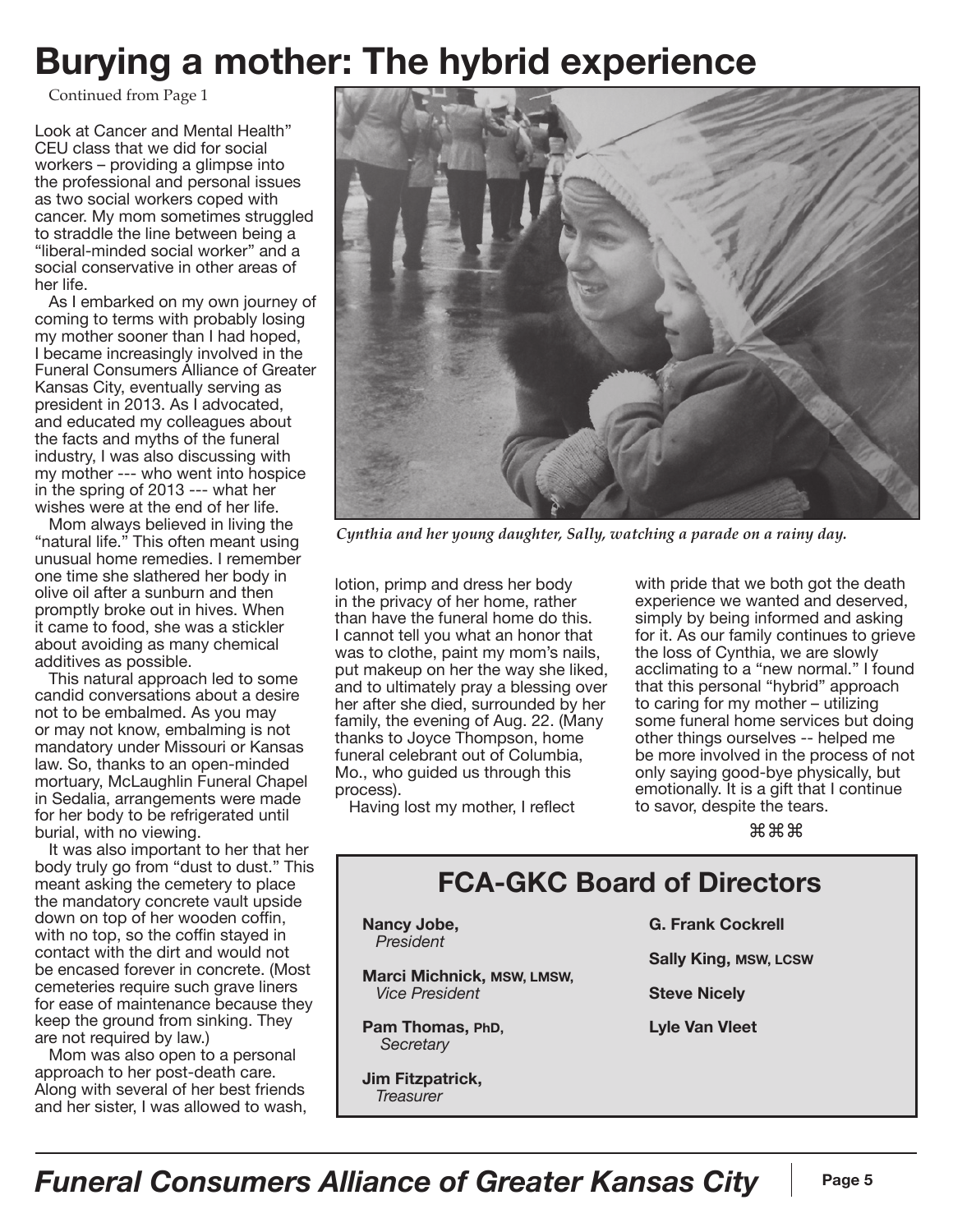# Burying a mother: The hybrid experience

Continued from Page 1

Look at Cancer and Mental Health" CEU class that we did for social workers – providing a glimpse into the professional and personal issues as two social workers coped with cancer. My mom sometimes struggled to straddle the line between being a "liberal-minded social worker" and a social conservative in other areas of her life.

As I embarked on my own journey of coming to terms with probably losing my mother sooner than I had hoped, I became increasingly involved in the Funeral Consumers Alliance of Greater Kansas City, eventually serving as president in 2013. As I advocated, and educated my colleagues about the facts and myths of the funeral industry, I was also discussing with my mother --- who went into hospice in the spring of 2013 --- what her wishes were at the end of her life.

Mom always believed in living the "natural life." This often meant using unusual home remedies. I remember one time she slathered her body in olive oil after a sunburn and then promptly broke out in hives. When it came to food, she was a stickler about avoiding as many chemical additives as possible.

This natural approach led to some candid conversations about a desire not to be embalmed. As you may or may not know, embalming is not mandatory under Missouri or Kansas law. So, thanks to an open-minded mortuary, McLaughlin Funeral Chapel in Sedalia, arrangements were made for her body to be refrigerated until burial, with no viewing.

It was also important to her that her body truly go from "dust to dust." This meant asking the cemetery to place the mandatory concrete vault upside down on top of her wooden coffin, with no top, so the coffin stayed in contact with the dirt and would not be encased forever in concrete. (Most cemeteries require such grave liners for ease of maintenance because they keep the ground from sinking. They are not required by law.)

Mom was also open to a personal approach to her post-death care. Along with several of her best friends and her sister, I was allowed to wash, lotion, primp and dress her body in the privacy of her home, rather than have the funeral home do this. I cannot tell you what an honor that was to clothe, paint my mom's nails, put makeup on her the way she liked, and to ultimately pray a blessing over her after she died, surrounded by her family, the evening of Aug. 22. (Many thanks to Joyce Thompson, home funeral celebrant out of Columbia, Mo., who guided us through this process).

Having lost my mother, I reflect with pride that we both got the death experience we wanted and deserved, simply by being informed and asking for it. As our family continues to grieve the loss of Cynthia, we are slowly acclimating to a "new normal." I found that this personal "hybrid" approach to caring for my mother – utilizing some funeral home services but doing other things ourselves -- helped me be more involved in the process of not only saying good-bye physically, but emotionally. It is a gift that I continue to savor, despite the tears.

⌘⌘⌘

*Cynthia and her young daughter, Sally, watching a parade on a rainy day.*

## FCA-GKC Board of Directors

**Nancy Jobe,**
*President*

**Marci Michnick, MSW, LMSW,**
*Vice President*

**Pam Thomas, PhD,**
*Secretary*

**Jim Fitzpatrick,**
*Treasurer*

**G. Frank Cockrell**

**Sally King, MSW, LCSW**

**Steve Nicely**

**Lyle Van Vleet**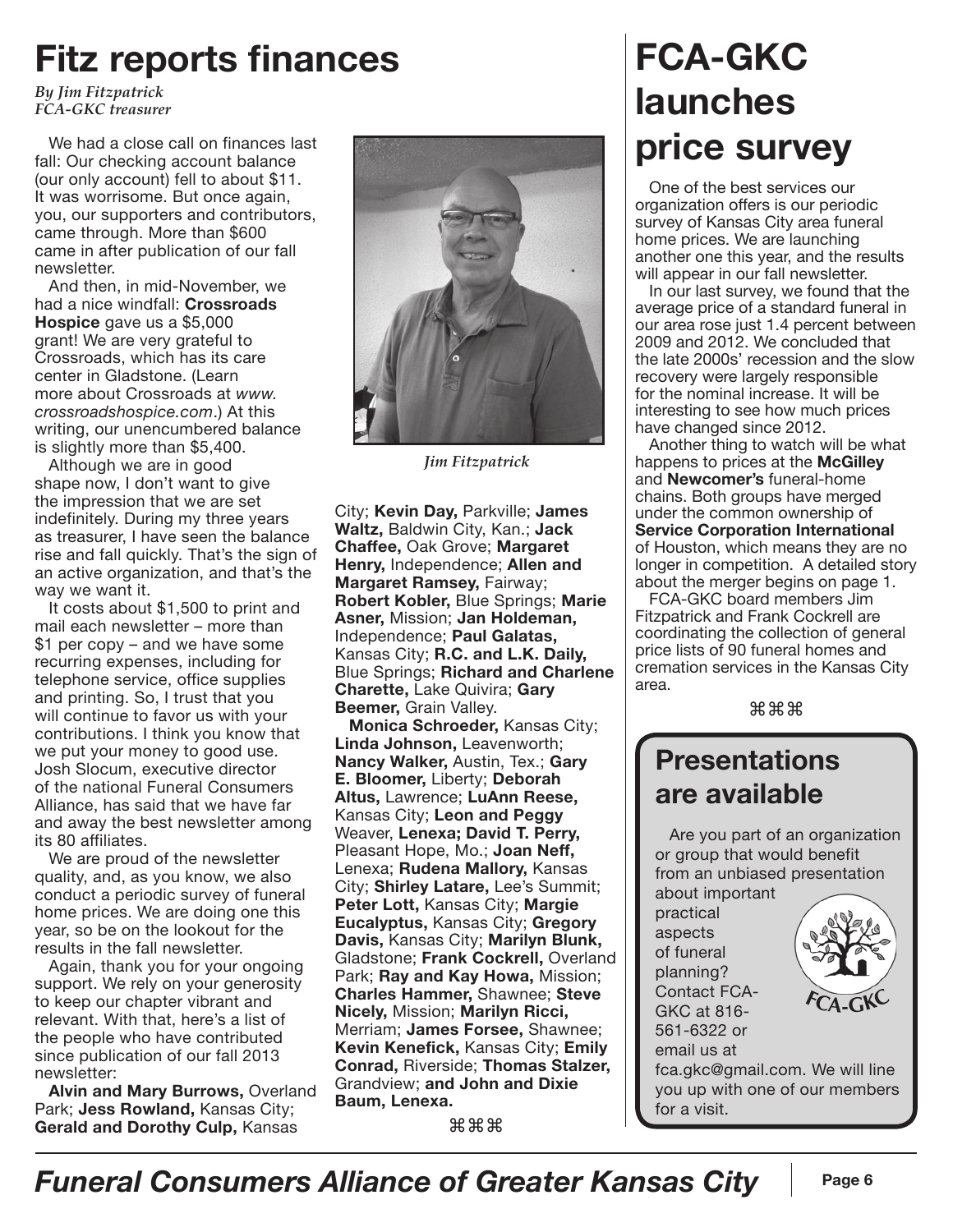# Fitz reports finances

*By Jim Fitzpatrick*
*FCA-GKC treasurer*

We had a close call on finances last fall: Our checking account balance (our only account) fell to about $11. It was worrisome. But once again, you, our supporters and contributors, came through. More than $600 came in after publication of our fall newsletter.

And then, in mid-November, we had a nice windfall: **Crossroads Hospice** gave us a $5,000 grant! We are very grateful to Crossroads, which has its care center in Gladstone. (Learn more about Crossroads at *www.crossroadshospice.com*.) At this writing, our unencumbered balance is slightly more than $5,400.

Although we are in good shape now, I don't want to give the impression that we are set indefinitely. During my three years as treasurer, I have seen the balance rise and fall quickly. That's the sign of an active organization, and that's the way we want it.

It costs about $1,500 to print and mail each newsletter – more than $1 per copy – and we have some recurring expenses, including for telephone service, office supplies and printing. So, I trust that you will continue to favor us with your contributions. I think you know that we put your money to good use. Josh Slocum, executive director of the national Funeral Consumers Alliance, has said that we have far and away the best newsletter among its 80 affiliates.

We are proud of the newsletter quality, and, as you know, we also conduct a periodic survey of funeral home prices. We are doing one this year, so be on the lookout for the results in the fall newsletter.

Again, thank you for your ongoing support. We rely on your generosity to keep our chapter vibrant and relevant. With that, here's a list of the people who have contributed since publication of our fall 2013 newsletter:

*Jim Fitzpatrick*

**Alvin and Mary Burrows,** Overland Park; **Jess Rowland,** Kansas City; **Gerald and Dorothy Culp,** Kansas City; **Kevin Day,** Parkville; **James Waltz,** Baldwin City, Kan.; **Jack Chaffee,** Oak Grove; **Margaret Henry,** Independence; **Allen and Margaret Ramsey,** Fairway; **Robert Kobler,** Blue Springs; **Marie Asner,** Mission; **Jan Holdeman,** Independence; **Paul Galatas,** Kansas City; **R.C. and L.K. Daily,** Blue Springs; **Richard and Charlene Charette,** Lake Quivira; **Gary Beemer,** Grain Valley.

**Monica Schroeder,** Kansas City; **Linda Johnson,** Leavenworth; **Nancy Walker,** Austin, Tex.; **Gary E. Bloomer,** Liberty; **Deborah Altus,** Lawrence; **LuAnn Reese,** Kansas City; **Leon and Peggy** Weaver, **Lenexa; David T. Perry,** Pleasant Hope, Mo.; **Joan Neff,** Lenexa; **Rudena Mallory,** Kansas City; **Shirley Latare,** Lee's Summit; **Peter Lott,** Kansas City; **Margie Eucalyptus,** Kansas City; **Gregory Davis,** Kansas City; **Marilyn Blunk,** Gladstone; **Frank Cockrell,** Overland Park; **Ray and Kay Howa,** Mission; **Charles Hammer,** Shawnee; **Steve Nicely,** Mission; **Marilyn Ricci,** Merriam; **James Forsee,** Shawnee; **Kevin Kenefick,** Kansas City; **Emily Conrad,** Riverside; **Thomas Stalzer,** Grandview; **and John and Dixie Baum, Lenexa.**

⌘⌘⌘

# FCA-GKC launches price survey

One of the best services our organization offers is our periodic survey of Kansas City area funeral home prices. We are launching another one this year, and the results will appear in our fall newsletter.

In our last survey, we found that the average price of a standard funeral in our area rose just 1.4 percent between 2009 and 2012. We concluded that the late 2000s' recession and the slow recovery were largely responsible for the nominal increase. It will be interesting to see how much prices have changed since 2012.

Another thing to watch will be what happens to prices at the **McGilley** and **Newcomer's** funeral-home chains. Both groups have merged under the common ownership of **Service Corporation International** of Houston, which means they are no longer in competition. A detailed story about the merger begins on page 1.

FCA-GKC board members Jim Fitzpatrick and Frank Cockrell are coordinating the collection of general price lists of 90 funeral homes and cremation services in the Kansas City area.

⌘⌘⌘

## Presentations are available

Are you part of an organization or group that would benefit from an unbiased presentation about important practical aspects of funeral planning? Contact FCA-GKC at 816-561-6322 or email us at fca.gkc@gmail.com. We will line you up with one of our members for a visit.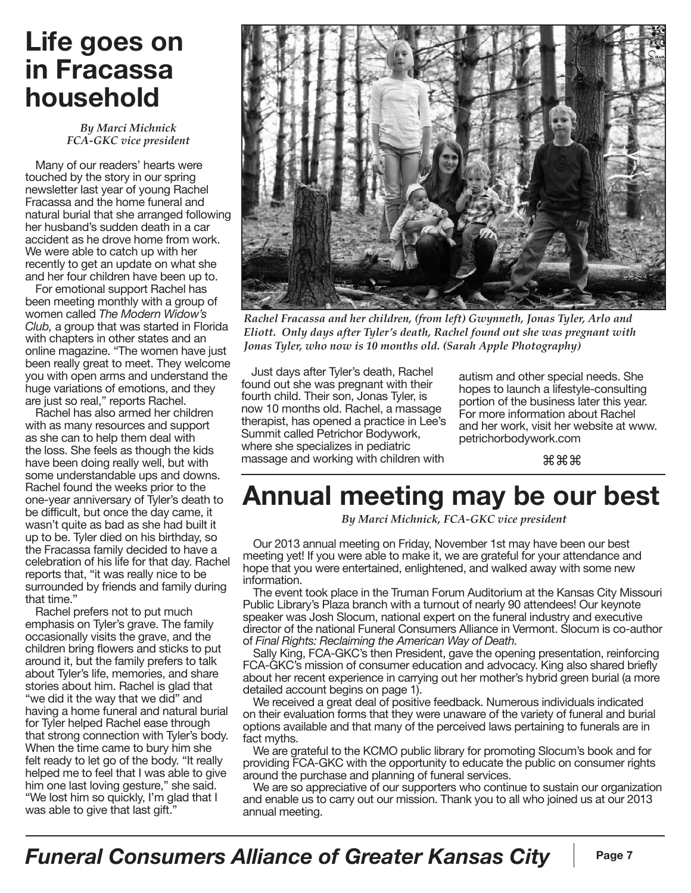# Life goes on in Fracassa household

*By Marci Michnick*
*FCA-GKC vice president*

Many of our readers' hearts were touched by the story in our spring newsletter last year of young Rachel Fracassa and the home funeral and natural burial that she arranged following her husband's sudden death in a car accident as he drove home from work. We were able to catch up with her recently to get an update on what she and her four children have been up to.

For emotional support Rachel has been meeting monthly with a group of women called *The Modern Widow's Club,* a group that was started in Florida with chapters in other states and an online magazine. "The women have just been really great to meet. They welcome you with open arms and understand the huge variations of emotions, and they are just so real," reports Rachel.

Rachel has also armed her children with as many resources and support as she can to help them deal with the loss. She feels as though the kids have been doing really well, but with some understandable ups and downs. Rachel found the weeks prior to the one-year anniversary of Tyler's death to be difficult, but once the day came, it wasn't quite as bad as she had built it up to be. Tyler died on his birthday, so the Fracassa family decided to have a celebration of his life for that day. Rachel reports that, "it was really nice to be surrounded by friends and family during that time."

Rachel prefers not to put much emphasis on Tyler's grave. The family occasionally visits the grave, and the children bring flowers and sticks to put around it, but the family prefers to talk about Tyler's life, memories, and share stories about him. Rachel is glad that "we did it the way that we did" and having a home funeral and natural burial for Tyler helped Rachel ease through that strong connection with Tyler's body. When the time came to bury him she felt ready to let go of the body. "It really helped me to feel that I was able to give him one last loving gesture," she said. "We lost him so quickly, I'm glad that I was able to give that last gift."

*Rachel Fracassa and her children, (from left) Gwynneth, Jonas Tyler, Arlo and Eliott. Only days after Tyler's death, Rachel found out she was pregnant with Jonas Tyler, who now is 10 months old. (Sarah Apple Photography)*

Just days after Tyler's death, Rachel found out she was pregnant with their fourth child. Their son, Jonas Tyler, is now 10 months old. Rachel, a massage therapist, has opened a practice in Lee's Summit called Petrichor Bodywork, where she specializes in pediatric massage and working with children with autism and other special needs. She hopes to launch a lifestyle-consulting portion of the business later this year. For more information about Rachel and her work, visit her website at www.petrichorbodywork.com

⌘⌘⌘

# Annual meeting may be our best

*By Marci Michnick, FCA-GKC vice president*

Our 2013 annual meeting on Friday, November 1st may have been our best meeting yet! If you were able to make it, we are grateful for your attendance and hope that you were entertained, enlightened, and walked away with some new information.

The event took place in the Truman Forum Auditorium at the Kansas City Missouri Public Library's Plaza branch with a turnout of nearly 90 attendees! Our keynote speaker was Josh Slocum, national expert on the funeral industry and executive director of the national Funeral Consumers Alliance in Vermont. Slocum is co-author of *Final Rights: Reclaiming the American Way of Death.*

Sally King, FCA-GKC's then President, gave the opening presentation, reinforcing FCA-GKC's mission of consumer education and advocacy. King also shared briefly about her recent experience in carrying out her mother's hybrid green burial (a more detailed account begins on page 1).

We received a great deal of positive feedback. Numerous individuals indicated on their evaluation forms that they were unaware of the variety of funeral and burial options available and that many of the perceived laws pertaining to funerals are in fact myths.

We are grateful to the KCMO public library for promoting Slocum's book and for providing FCA-GKC with the opportunity to educate the public on consumer rights around the purchase and planning of funeral services.

We are so appreciative of our supporters who continue to sustain our organization and enable us to carry out our mission. Thank you to all who joined us at our 2013 annual meeting.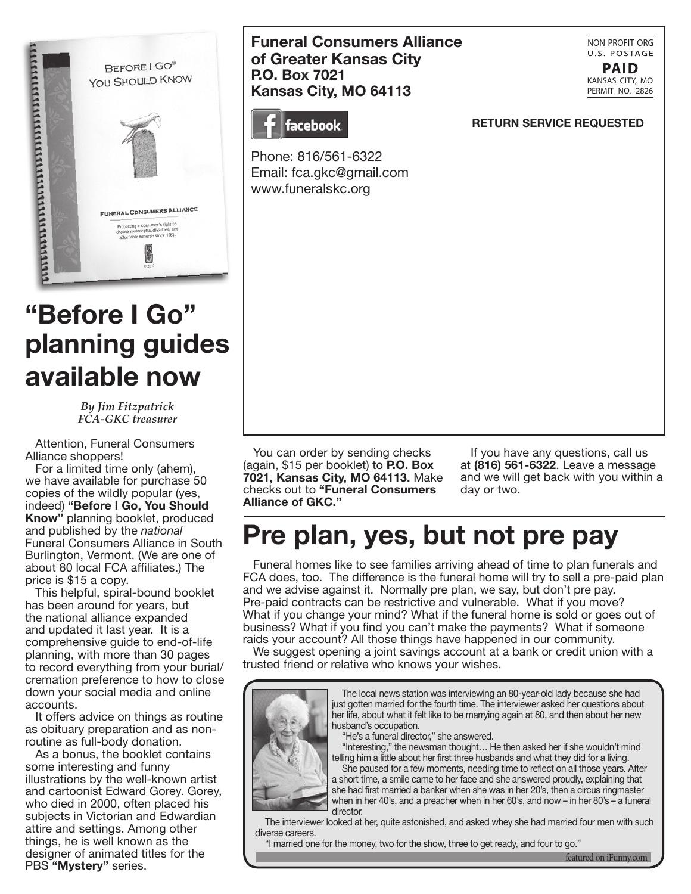# "Before I Go" planning guides available now

*By Jim Fitzpatrick*
*FCA-GKC treasurer*

Attention, Funeral Consumers Alliance shoppers!

For a limited time only (ahem), we have available for purchase 50 copies of the wildly popular (yes, indeed) **"Before I Go, You Should Know"** planning booklet, produced and published by the *national* Funeral Consumers Alliance in South Burlington, Vermont. (We are one of about 80 local FCA affiliates.) The price is $15 a copy.

This helpful, spiral-bound booklet has been around for years, but the national alliance expanded and updated it last year. It is a comprehensive guide to end-of-life planning, with more than 30 pages to record everything from your burial/cremation preference to how to close down your social media and online accounts.

It offers advice on things as routine as obituary preparation and as non-routine as full-body donation.

As a bonus, the booklet contains some interesting and funny illustrations by the well-known artist and cartoonist Edward Gorey. Gorey, who died in 2000, often placed his subjects in Victorian and Edwardian attire and settings. Among other things, he is well known as the designer of animated titles for the PBS **"Mystery"** series.

You can order by sending checks (again, $15 per booklet) to **P.O. Box 7021, Kansas City, MO 64113.** Make checks out to **"Funeral Consumers Alliance of GKC."**

If you have any questions, call us at **(816) 561-6322**. Leave a message and we will get back with you within a day or two.

**Funeral Consumers Alliance of Greater Kansas City**
**P.O. Box 7021**
**Kansas City, MO 64113**

facebook

Phone: 816/561-6322
Email: fca.gkc@gmail.com
www.funeralskc.org

NON PROFIT ORG
U.S. POSTAGE
**PAID**
KANSAS CITY, MO
PERMIT NO. 2826

**RETURN SERVICE REQUESTED**

# Pre plan, yes, but not pre pay

Funeral homes like to see families arriving ahead of time to plan funerals and FCA does, too. The difference is the funeral home will try to sell a pre-paid plan and we advise against it. Normally pre plan, we say, but don't pre pay. Pre-paid contracts can be restrictive and vulnerable. What if you move? What if you change your mind? What if the funeral home is sold or goes out of business? What if you find you can't make the payments? What if someone raids your account? All those things have happened in our community.

We suggest opening a joint savings account at a bank or credit union with a trusted friend or relative who knows your wishes.

The local news station was interviewing an 80-year-old lady because she had just gotten married for the fourth time. The interviewer asked her questions about her life, about what it felt like to be marrying again at 80, and then about her new husband's occupation.

"He's a funeral director," she answered.

"Interesting," the newsman thought… He then asked her if she wouldn't mind telling him a little about her first three husbands and what they did for a living.

She paused for a few moments, needing time to reflect on all those years. After a short time, a smile came to her face and she answered proudly, explaining that she had first married a banker when she was in her 20's, then a circus ringmaster when in her 40's, and a preacher when in her 60's, and now – in her 80's – a funeral director.

The interviewer looked at her, quite astonished, and asked whey she had married four men with such diverse careers.

"I married one for the money, two for the show, three to get ready, and four to go."

featured on iFunny.com